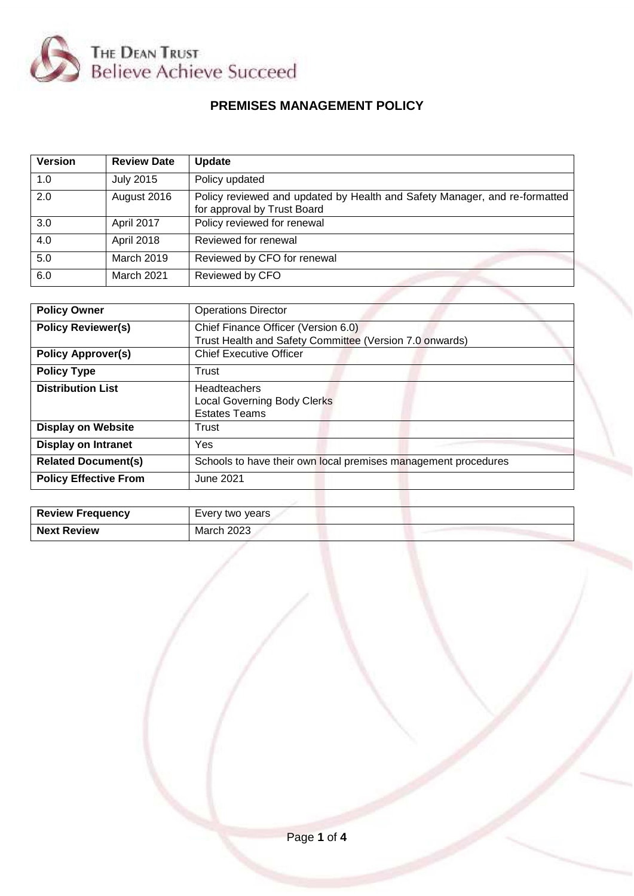THE DEAN TRUST
Believe Achieve Succeed

# PREMISES MANAGEMENT POLICY

| Version | Review Date | Update |
|---|---|---|
| 1.0 | July 2015 | Policy updated |
| 2.0 | August 2016 | Policy reviewed and updated by Health and Safety Manager, and re-formatted for approval by Trust Board |
| 3.0 | April 2017 | Policy reviewed for renewal |
| 4.0 | April 2018 | Reviewed for renewal |
| 5.0 | March 2019 | Reviewed by CFO for renewal |
| 6.0 | March 2021 | Reviewed by CFO |

| | |
|---|---|
| **Policy Owner** | Operations Director |
| **Policy Reviewer(s)** | Chief Finance Officer (Version 6.0)<br>Trust Health and Safety Committee (Version 7.0 onwards) |
| **Policy Approver(s)** | Chief Executive Officer |
| **Policy Type** | Trust |
| **Distribution List** | Headteachers<br>Local Governing Body Clerks<br>Estates Teams |
| **Display on Website** | Trust |
| **Display on Intranet** | Yes |
| **Related Document(s)** | Schools to have their own local premises management procedures |
| **Policy Effective From** | June 2021 |

| | |
|---|---|
| **Review Frequency** | Every two years |
| **Next Review** | March 2023 |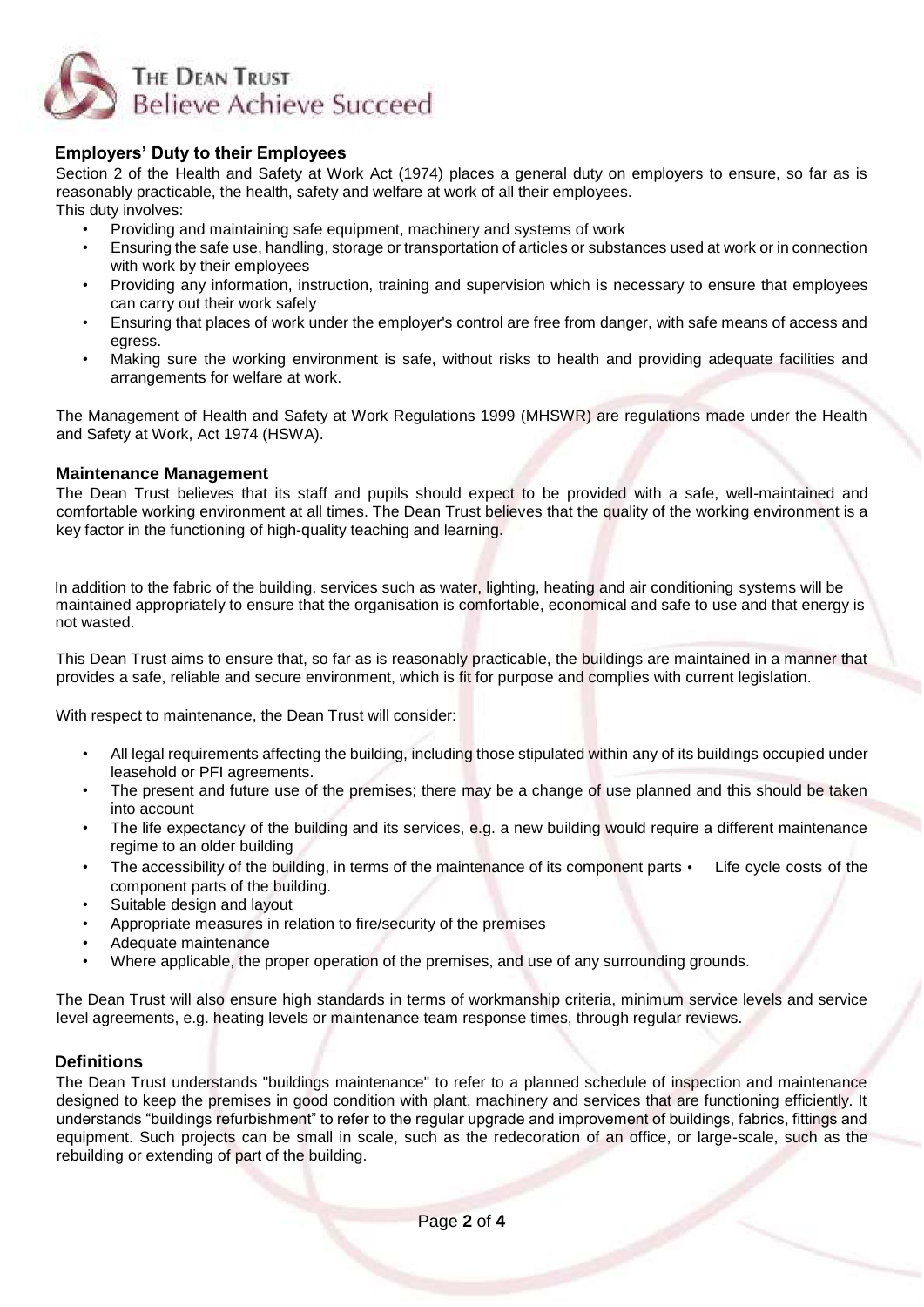## Employers' Duty to their Employees

Section 2 of the Health and Safety at Work Act (1974) places a general duty on employers to ensure, so far as is reasonably practicable, the health, safety and welfare at work of all their employees.

This duty involves:

- Providing and maintaining safe equipment, machinery and systems of work
- Ensuring the safe use, handling, storage or transportation of articles or substances used at work or in connection with work by their employees
- Providing any information, instruction, training and supervision which is necessary to ensure that employees can carry out their work safely
- Ensuring that places of work under the employer's control are free from danger, with safe means of access and egress.
- Making sure the working environment is safe, without risks to health and providing adequate facilities and arrangements for welfare at work.

The Management of Health and Safety at Work Regulations 1999 (MHSWR) are regulations made under the Health and Safety at Work, Act 1974 (HSWA).

## Maintenance Management

The Dean Trust believes that its staff and pupils should expect to be provided with a safe, well-maintained and comfortable working environment at all times. The Dean Trust believes that the quality of the working environment is a key factor in the functioning of high-quality teaching and learning.

In addition to the fabric of the building, services such as water, lighting, heating and air conditioning systems will be maintained appropriately to ensure that the organisation is comfortable, economical and safe to use and that energy is not wasted.

This Dean Trust aims to ensure that, so far as is reasonably practicable, the buildings are maintained in a manner that provides a safe, reliable and secure environment, which is fit for purpose and complies with current legislation.

With respect to maintenance, the Dean Trust will consider:

- All legal requirements affecting the building, including those stipulated within any of its buildings occupied under leasehold or PFI agreements.
- The present and future use of the premises; there may be a change of use planned and this should be taken into account
- The life expectancy of the building and its services, e.g. a new building would require a different maintenance regime to an older building
- The accessibility of the building, in terms of the maintenance of its component parts
- Life cycle costs of the component parts of the building.
- Suitable design and layout
- Appropriate measures in relation to fire/security of the premises
- Adequate maintenance
- Where applicable, the proper operation of the premises, and use of any surrounding grounds.

The Dean Trust will also ensure high standards in terms of workmanship criteria, minimum service levels and service level agreements, e.g. heating levels or maintenance team response times, through regular reviews.

## Definitions

The Dean Trust understands "buildings maintenance" to refer to a planned schedule of inspection and maintenance designed to keep the premises in good condition with plant, machinery and services that are functioning efficiently. It understands "buildings refurbishment" to refer to the regular upgrade and improvement of buildings, fabrics, fittings and equipment. Such projects can be small in scale, such as the redecoration of an office, or large-scale, such as the rebuilding or extending of part of the building.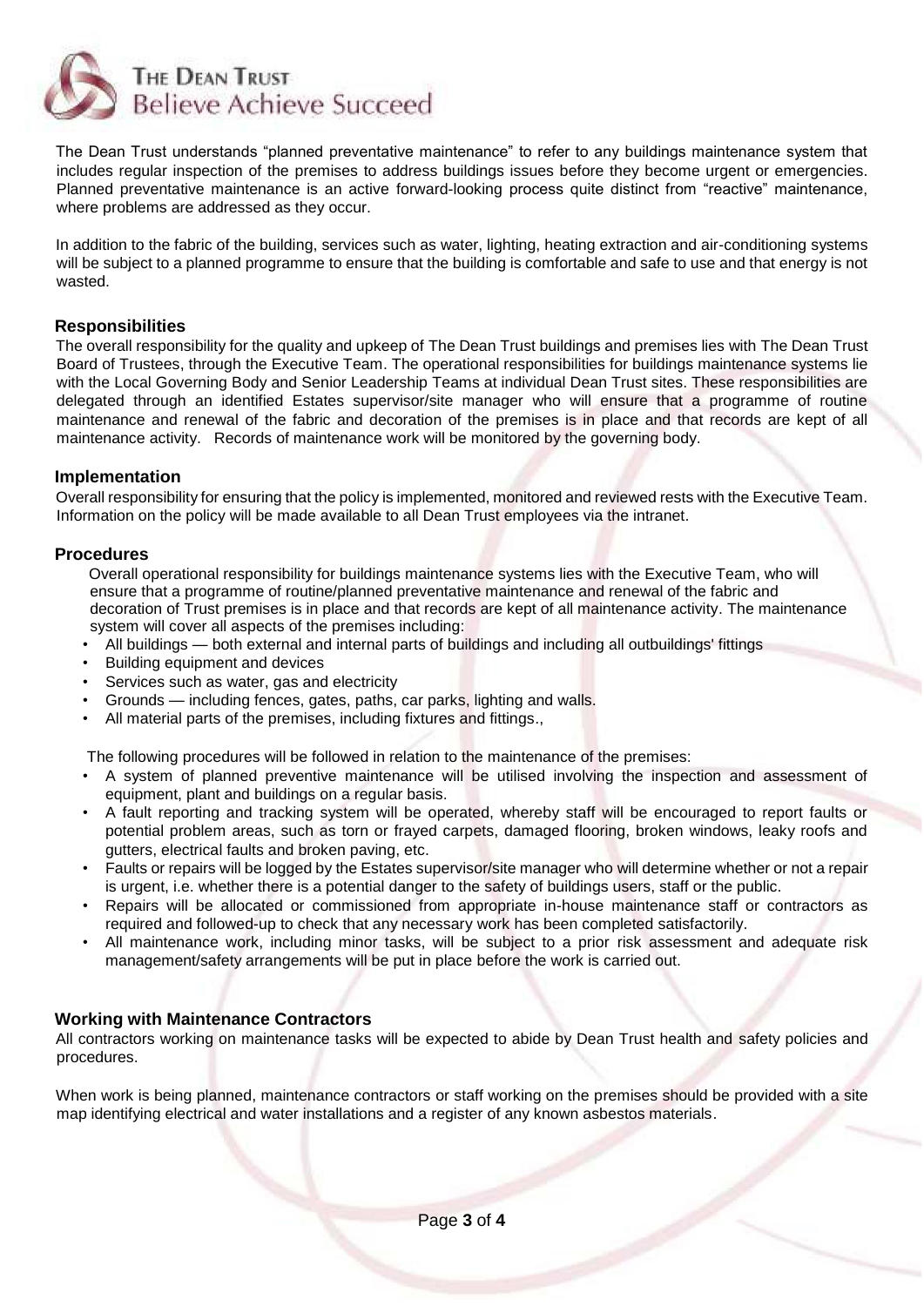The Dean Trust understands "planned preventative maintenance" to refer to any buildings maintenance system that includes regular inspection of the premises to address buildings issues before they become urgent or emergencies. Planned preventative maintenance is an active forward-looking process quite distinct from "reactive" maintenance, where problems are addressed as they occur.

In addition to the fabric of the building, services such as water, lighting, heating extraction and air-conditioning systems will be subject to a planned programme to ensure that the building is comfortable and safe to use and that energy is not wasted.

## Responsibilities

The overall responsibility for the quality and upkeep of The Dean Trust buildings and premises lies with The Dean Trust Board of Trustees, through the Executive Team. The operational responsibilities for buildings maintenance systems lie with the Local Governing Body and Senior Leadership Teams at individual Dean Trust sites. These responsibilities are delegated through an identified Estates supervisor/site manager who will ensure that a programme of routine maintenance and renewal of the fabric and decoration of the premises is in place and that records are kept of all maintenance activity. Records of maintenance work will be monitored by the governing body.

## Implementation

Overall responsibility for ensuring that the policy is implemented, monitored and reviewed rests with the Executive Team. Information on the policy will be made available to all Dean Trust employees via the intranet.

## Procedures

Overall operational responsibility for buildings maintenance systems lies with the Executive Team, who will ensure that a programme of routine/planned preventative maintenance and renewal of the fabric and decoration of Trust premises is in place and that records are kept of all maintenance activity. The maintenance system will cover all aspects of the premises including:

- All buildings — both external and internal parts of buildings and including all outbuildings' fittings
- Building equipment and devices
- Services such as water, gas and electricity
- Grounds — including fences, gates, paths, car parks, lighting and walls.
- All material parts of the premises, including fixtures and fittings.,

The following procedures will be followed in relation to the maintenance of the premises:

- A system of planned preventive maintenance will be utilised involving the inspection and assessment of equipment, plant and buildings on a regular basis.
- A fault reporting and tracking system will be operated, whereby staff will be encouraged to report faults or potential problem areas, such as torn or frayed carpets, damaged flooring, broken windows, leaky roofs and gutters, electrical faults and broken paving, etc.
- Faults or repairs will be logged by the Estates supervisor/site manager who will determine whether or not a repair is urgent, i.e. whether there is a potential danger to the safety of buildings users, staff or the public.
- Repairs will be allocated or commissioned from appropriate in-house maintenance staff or contractors as required and followed-up to check that any necessary work has been completed satisfactorily.
- All maintenance work, including minor tasks, will be subject to a prior risk assessment and adequate risk management/safety arrangements will be put in place before the work is carried out.

## Working with Maintenance Contractors

All contractors working on maintenance tasks will be expected to abide by Dean Trust health and safety policies and procedures.

When work is being planned, maintenance contractors or staff working on the premises should be provided with a site map identifying electrical and water installations and a register of any known asbestos materials.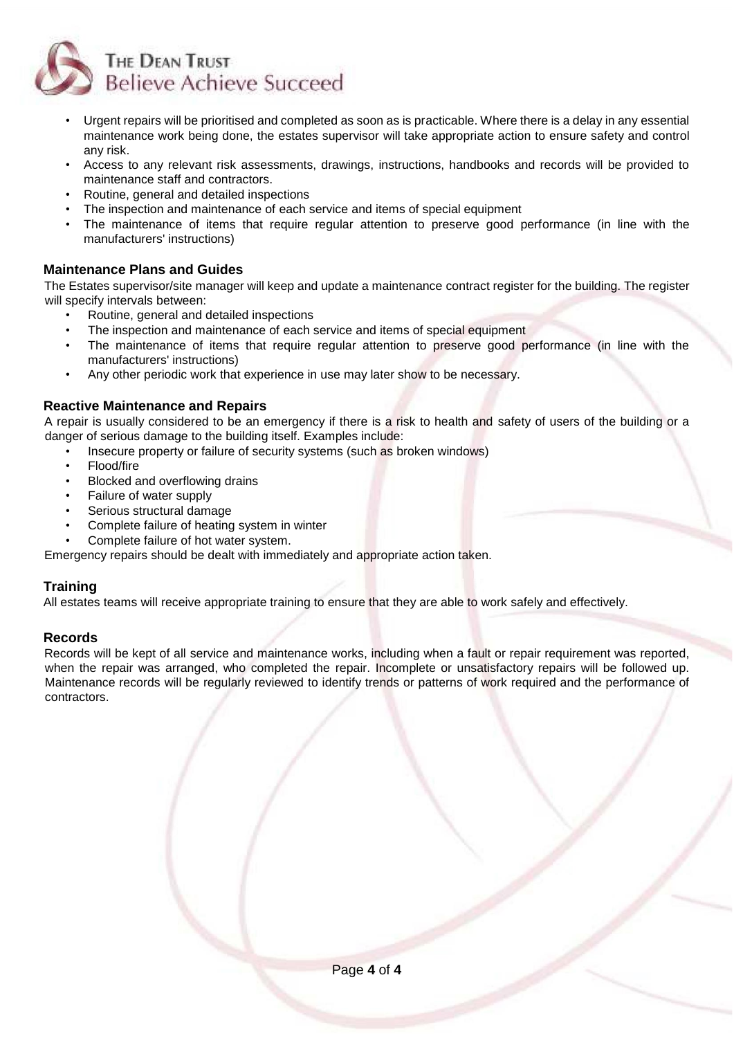- Urgent repairs will be prioritised and completed as soon as is practicable. Where there is a delay in any essential maintenance work being done, the estates supervisor will take appropriate action to ensure safety and control any risk.
- Access to any relevant risk assessments, drawings, instructions, handbooks and records will be provided to maintenance staff and contractors.
- Routine, general and detailed inspections
- The inspection and maintenance of each service and items of special equipment
- The maintenance of items that require regular attention to preserve good performance (in line with the manufacturers' instructions)

### Maintenance Plans and Guides

The Estates supervisor/site manager will keep and update a maintenance contract register for the building. The register will specify intervals between:

- Routine, general and detailed inspections
- The inspection and maintenance of each service and items of special equipment
- The maintenance of items that require regular attention to preserve good performance (in line with the manufacturers' instructions)
- Any other periodic work that experience in use may later show to be necessary.

### Reactive Maintenance and Repairs

A repair is usually considered to be an emergency if there is a risk to health and safety of users of the building or a danger of serious damage to the building itself. Examples include:

- Insecure property or failure of security systems (such as broken windows)
- Flood/fire
- Blocked and overflowing drains
- Failure of water supply
- Serious structural damage
- Complete failure of heating system in winter
- Complete failure of hot water system.

Emergency repairs should be dealt with immediately and appropriate action taken.

### Training

All estates teams will receive appropriate training to ensure that they are able to work safely and effectively.

### Records

Records will be kept of all service and maintenance works, including when a fault or repair requirement was reported, when the repair was arranged, who completed the repair. Incomplete or unsatisfactory repairs will be followed up. Maintenance records will be regularly reviewed to identify trends or patterns of work required and the performance of contractors.